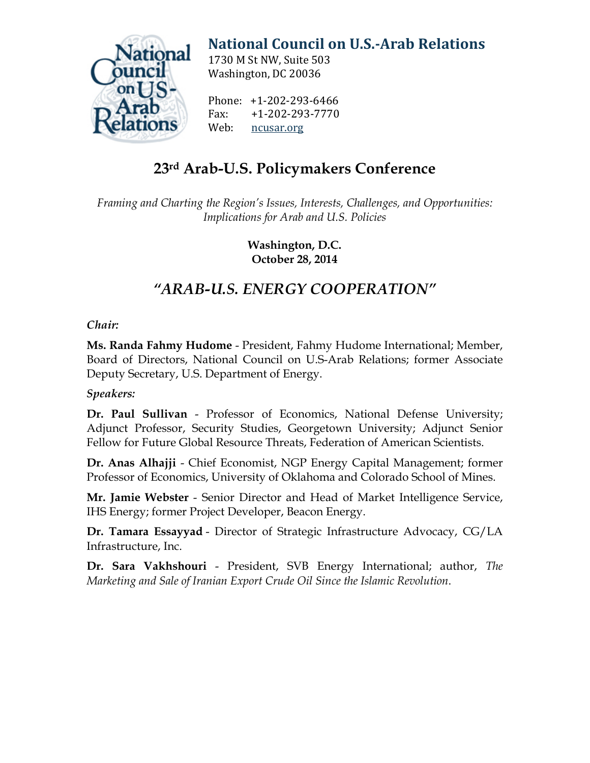# National Council on U.S.-Arab Relations

1730 M St NW, Suite 503
Washington, DC 20036

Phone: +1-202-293-6466
Fax: +1-202-293-7770
Web: ncusar.org

## 23rd Arab-U.S. Policymakers Conference

*Framing and Charting the Region's Issues, Interests, Challenges, and Opportunities: Implications for Arab and U.S. Policies*

**Washington, D.C.**
**October 28, 2014**

## *"ARAB-U.S. ENERGY COOPERATION"*

*Chair:*

**Ms. Randa Fahmy Hudome** - President, Fahmy Hudome International; Member, Board of Directors, National Council on U.S-Arab Relations; former Associate Deputy Secretary, U.S. Department of Energy.

*Speakers:*

**Dr. Paul Sullivan** - Professor of Economics, National Defense University; Adjunct Professor, Security Studies, Georgetown University; Adjunct Senior Fellow for Future Global Resource Threats, Federation of American Scientists.

**Dr. Anas Alhajji** - Chief Economist, NGP Energy Capital Management; former Professor of Economics, University of Oklahoma and Colorado School of Mines.

**Mr. Jamie Webster** - Senior Director and Head of Market Intelligence Service, IHS Energy; former Project Developer, Beacon Energy.

**Dr. Tamara Essayyad** - Director of Strategic Infrastructure Advocacy, CG/LA Infrastructure, Inc.

**Dr. Sara Vakhshouri** - President, SVB Energy International; author, *The Marketing and Sale of Iranian Export Crude Oil Since the Islamic Revolution*.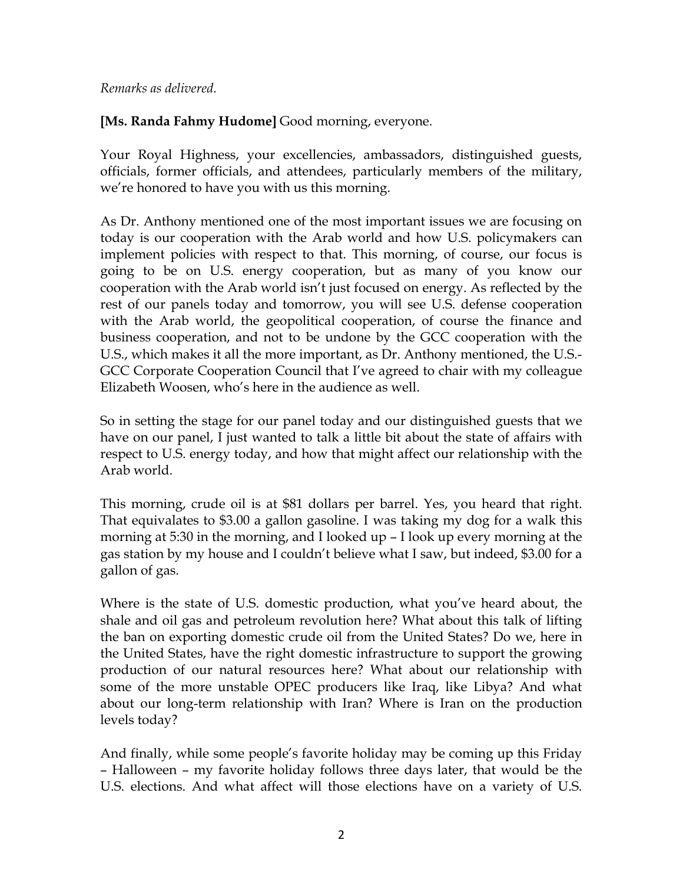*Remarks as delivered.*

**[Ms. Randa Fahmy Hudome]** Good morning, everyone.

Your Royal Highness, your excellencies, ambassadors, distinguished guests, officials, former officials, and attendees, particularly members of the military, we're honored to have you with us this morning.

As Dr. Anthony mentioned one of the most important issues we are focusing on today is our cooperation with the Arab world and how U.S. policymakers can implement policies with respect to that. This morning, of course, our focus is going to be on U.S. energy cooperation, but as many of you know our cooperation with the Arab world isn't just focused on energy. As reflected by the rest of our panels today and tomorrow, you will see U.S. defense cooperation with the Arab world, the geopolitical cooperation, of course the finance and business cooperation, and not to be undone by the GCC cooperation with the U.S., which makes it all the more important, as Dr. Anthony mentioned, the U.S.-GCC Corporate Cooperation Council that I've agreed to chair with my colleague Elizabeth Woosen, who's here in the audience as well.

So in setting the stage for our panel today and our distinguished guests that we have on our panel, I just wanted to talk a little bit about the state of affairs with respect to U.S. energy today, and how that might affect our relationship with the Arab world.

This morning, crude oil is at $81 dollars per barrel. Yes, you heard that right. That equivalates to $3.00 a gallon gasoline. I was taking my dog for a walk this morning at 5:30 in the morning, and I looked up – I look up every morning at the gas station by my house and I couldn't believe what I saw, but indeed, $3.00 for a gallon of gas.

Where is the state of U.S. domestic production, what you've heard about, the shale and oil gas and petroleum revolution here? What about this talk of lifting the ban on exporting domestic crude oil from the United States? Do we, here in the United States, have the right domestic infrastructure to support the growing production of our natural resources here? What about our relationship with some of the more unstable OPEC producers like Iraq, like Libya? And what about our long-term relationship with Iran? Where is Iran on the production levels today?

And finally, while some people's favorite holiday may be coming up this Friday – Halloween – my favorite holiday follows three days later, that would be the U.S. elections. And what affect will those elections have on a variety of U.S.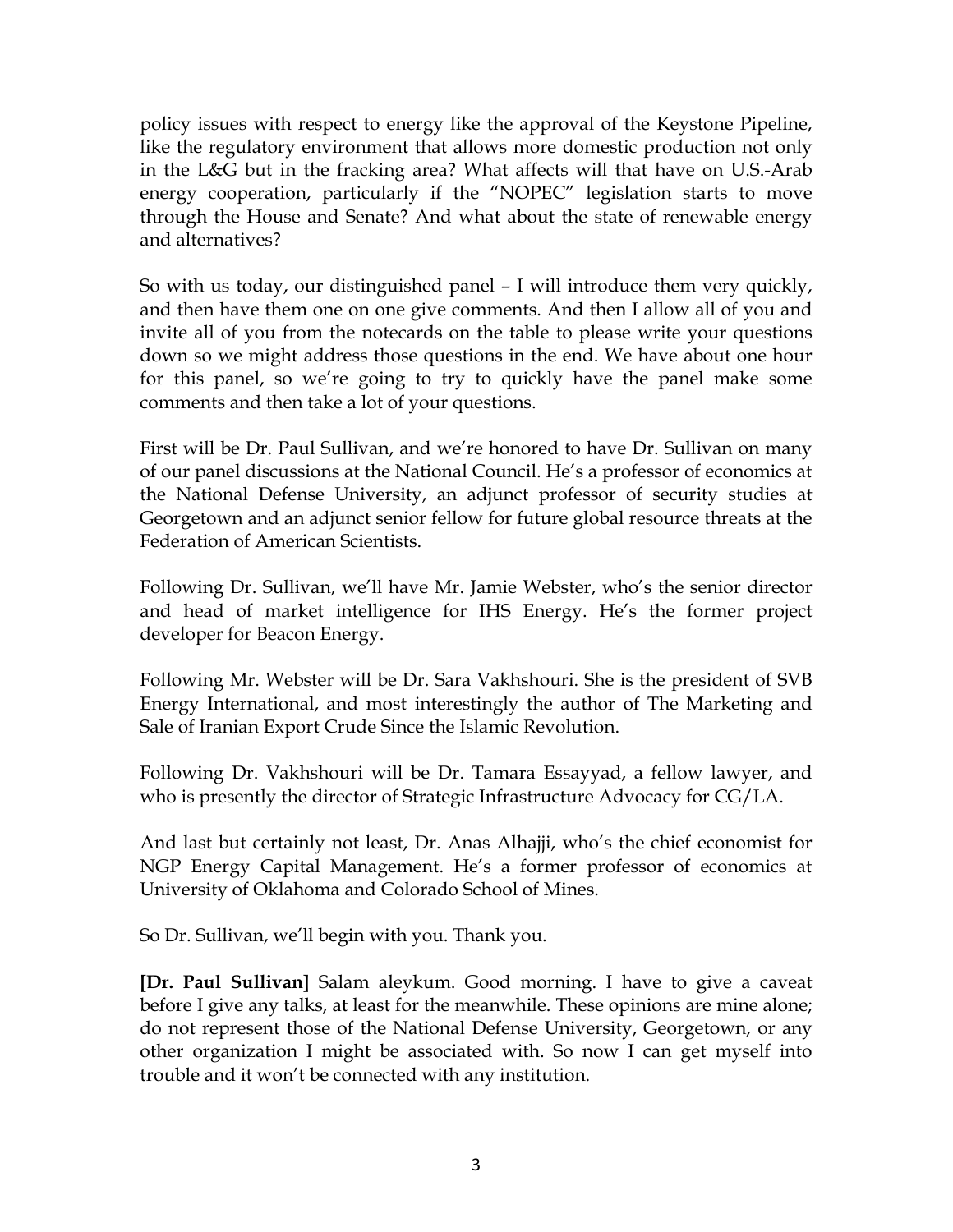policy issues with respect to energy like the approval of the Keystone Pipeline, like the regulatory environment that allows more domestic production not only in the L&G but in the fracking area? What affects will that have on U.S.-Arab energy cooperation, particularly if the "NOPEC" legislation starts to move through the House and Senate? And what about the state of renewable energy and alternatives?

So with us today, our distinguished panel – I will introduce them very quickly, and then have them one on one give comments. And then I allow all of you and invite all of you from the notecards on the table to please write your questions down so we might address those questions in the end. We have about one hour for this panel, so we're going to try to quickly have the panel make some comments and then take a lot of your questions.

First will be Dr. Paul Sullivan, and we're honored to have Dr. Sullivan on many of our panel discussions at the National Council. He's a professor of economics at the National Defense University, an adjunct professor of security studies at Georgetown and an adjunct senior fellow for future global resource threats at the Federation of American Scientists.

Following Dr. Sullivan, we'll have Mr. Jamie Webster, who's the senior director and head of market intelligence for IHS Energy. He's the former project developer for Beacon Energy.

Following Mr. Webster will be Dr. Sara Vakhshouri. She is the president of SVB Energy International, and most interestingly the author of The Marketing and Sale of Iranian Export Crude Since the Islamic Revolution.

Following Dr. Vakhshouri will be Dr. Tamara Essayyad, a fellow lawyer, and who is presently the director of Strategic Infrastructure Advocacy for CG/LA.

And last but certainly not least, Dr. Anas Alhajji, who's the chief economist for NGP Energy Capital Management. He's a former professor of economics at University of Oklahoma and Colorado School of Mines.

So Dr. Sullivan, we'll begin with you. Thank you.

**[Dr. Paul Sullivan]** Salam aleykum. Good morning. I have to give a caveat before I give any talks, at least for the meanwhile. These opinions are mine alone; do not represent those of the National Defense University, Georgetown, or any other organization I might be associated with. So now I can get myself into trouble and it won't be connected with any institution.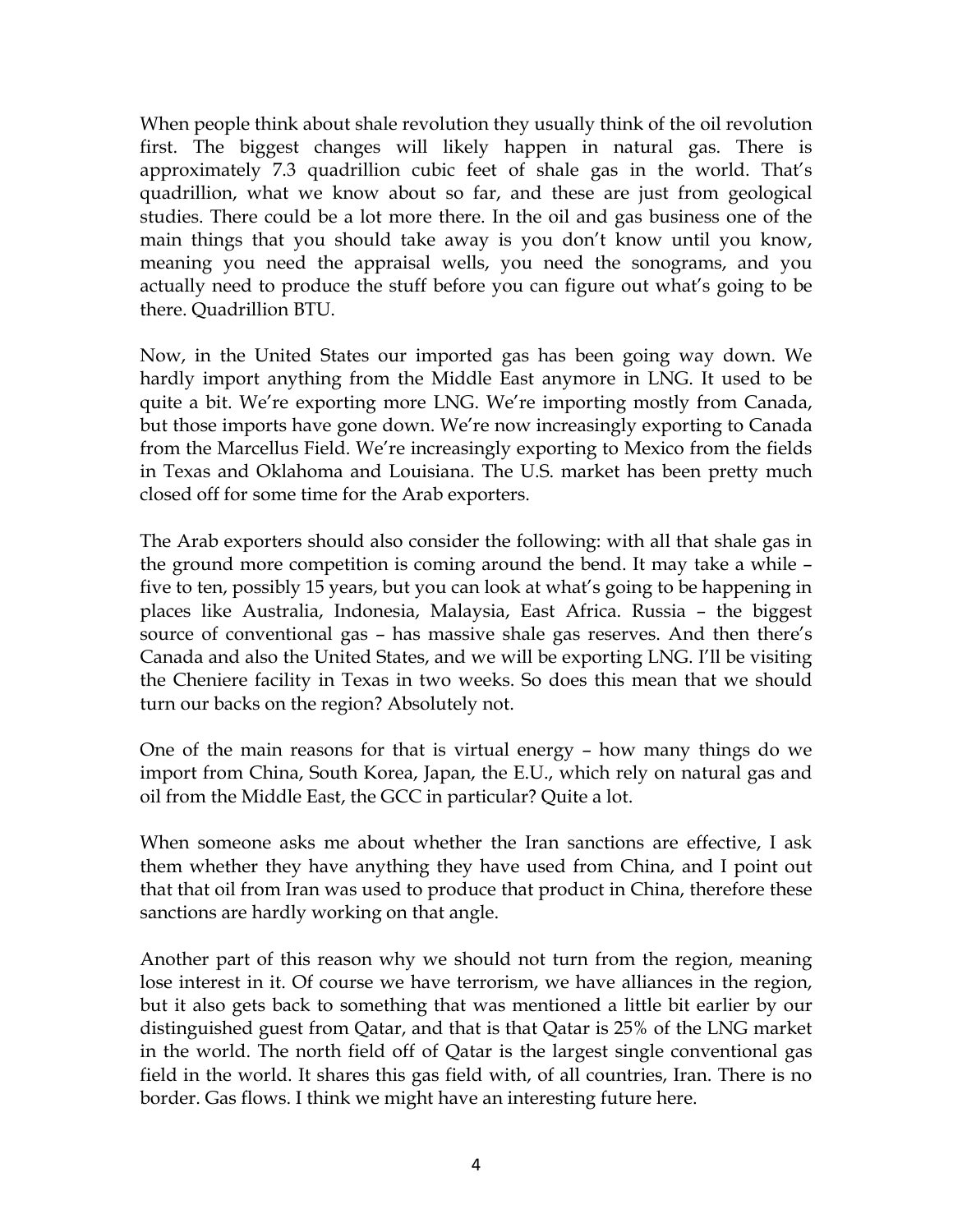When people think about shale revolution they usually think of the oil revolution first. The biggest changes will likely happen in natural gas. There is approximately 7.3 quadrillion cubic feet of shale gas in the world. That's quadrillion, what we know about so far, and these are just from geological studies. There could be a lot more there. In the oil and gas business one of the main things that you should take away is you don't know until you know, meaning you need the appraisal wells, you need the sonograms, and you actually need to produce the stuff before you can figure out what's going to be there. Quadrillion BTU.

Now, in the United States our imported gas has been going way down. We hardly import anything from the Middle East anymore in LNG. It used to be quite a bit. We're exporting more LNG. We're importing mostly from Canada, but those imports have gone down. We're now increasingly exporting to Canada from the Marcellus Field. We're increasingly exporting to Mexico from the fields in Texas and Oklahoma and Louisiana. The U.S. market has been pretty much closed off for some time for the Arab exporters.

The Arab exporters should also consider the following: with all that shale gas in the ground more competition is coming around the bend. It may take a while – five to ten, possibly 15 years, but you can look at what's going to be happening in places like Australia, Indonesia, Malaysia, East Africa. Russia – the biggest source of conventional gas – has massive shale gas reserves. And then there's Canada and also the United States, and we will be exporting LNG. I'll be visiting the Cheniere facility in Texas in two weeks. So does this mean that we should turn our backs on the region? Absolutely not.

One of the main reasons for that is virtual energy – how many things do we import from China, South Korea, Japan, the E.U., which rely on natural gas and oil from the Middle East, the GCC in particular? Quite a lot.

When someone asks me about whether the Iran sanctions are effective, I ask them whether they have anything they have used from China, and I point out that that oil from Iran was used to produce that product in China, therefore these sanctions are hardly working on that angle.

Another part of this reason why we should not turn from the region, meaning lose interest in it. Of course we have terrorism, we have alliances in the region, but it also gets back to something that was mentioned a little bit earlier by our distinguished guest from Qatar, and that is that Qatar is 25% of the LNG market in the world. The north field off of Qatar is the largest single conventional gas field in the world. It shares this gas field with, of all countries, Iran. There is no border. Gas flows. I think we might have an interesting future here.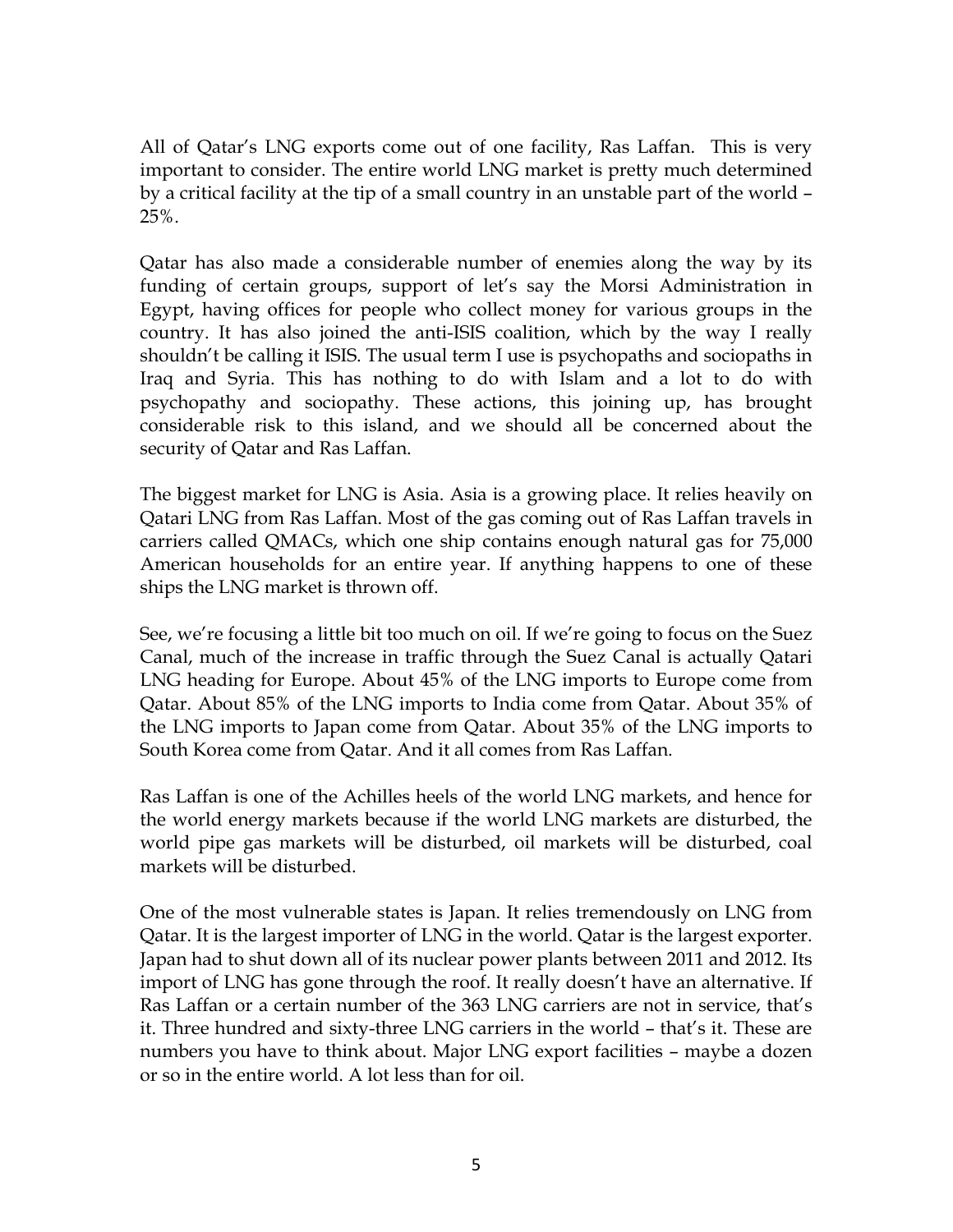All of Qatar's LNG exports come out of one facility, Ras Laffan. This is very important to consider. The entire world LNG market is pretty much determined by a critical facility at the tip of a small country in an unstable part of the world – 25%.

Qatar has also made a considerable number of enemies along the way by its funding of certain groups, support of let's say the Morsi Administration in Egypt, having offices for people who collect money for various groups in the country. It has also joined the anti-ISIS coalition, which by the way I really shouldn't be calling it ISIS. The usual term I use is psychopaths and sociopaths in Iraq and Syria. This has nothing to do with Islam and a lot to do with psychopathy and sociopathy. These actions, this joining up, has brought considerable risk to this island, and we should all be concerned about the security of Qatar and Ras Laffan.

The biggest market for LNG is Asia. Asia is a growing place. It relies heavily on Qatari LNG from Ras Laffan. Most of the gas coming out of Ras Laffan travels in carriers called QMACs, which one ship contains enough natural gas for 75,000 American households for an entire year. If anything happens to one of these ships the LNG market is thrown off.

See, we're focusing a little bit too much on oil. If we're going to focus on the Suez Canal, much of the increase in traffic through the Suez Canal is actually Qatari LNG heading for Europe. About 45% of the LNG imports to Europe come from Qatar. About 85% of the LNG imports to India come from Qatar. About 35% of the LNG imports to Japan come from Qatar. About 35% of the LNG imports to South Korea come from Qatar. And it all comes from Ras Laffan.

Ras Laffan is one of the Achilles heels of the world LNG markets, and hence for the world energy markets because if the world LNG markets are disturbed, the world pipe gas markets will be disturbed, oil markets will be disturbed, coal markets will be disturbed.

One of the most vulnerable states is Japan. It relies tremendously on LNG from Qatar. It is the largest importer of LNG in the world. Qatar is the largest exporter. Japan had to shut down all of its nuclear power plants between 2011 and 2012. Its import of LNG has gone through the roof. It really doesn't have an alternative. If Ras Laffan or a certain number of the 363 LNG carriers are not in service, that's it. Three hundred and sixty-three LNG carriers in the world – that's it. These are numbers you have to think about. Major LNG export facilities – maybe a dozen or so in the entire world. A lot less than for oil.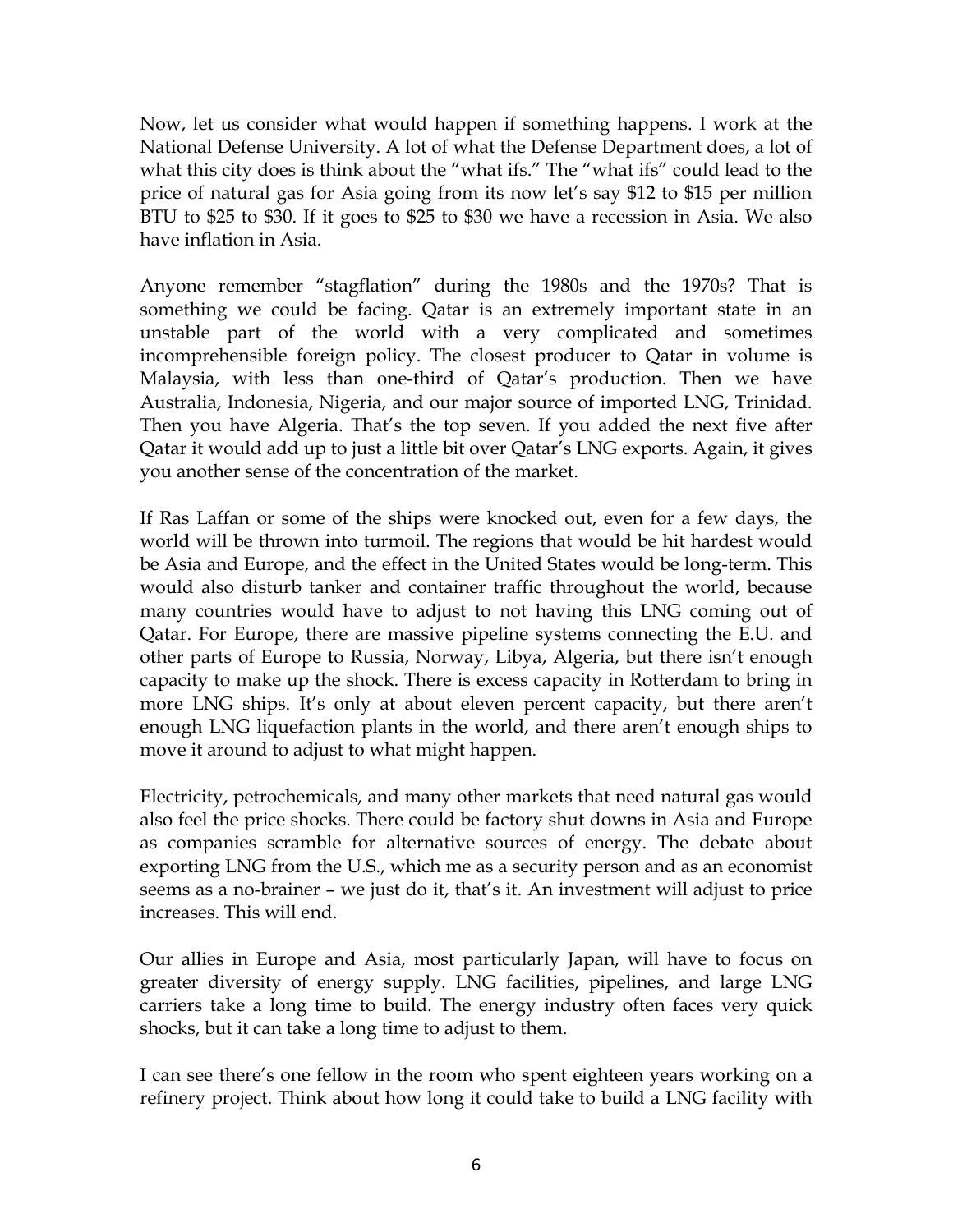Now, let us consider what would happen if something happens. I work at the National Defense University. A lot of what the Defense Department does, a lot of what this city does is think about the "what ifs." The "what ifs" could lead to the price of natural gas for Asia going from its now let's say $12 to $15 per million BTU to $25 to $30. If it goes to $25 to $30 we have a recession in Asia. We also have inflation in Asia.

Anyone remember "stagflation" during the 1980s and the 1970s? That is something we could be facing. Qatar is an extremely important state in an unstable part of the world with a very complicated and sometimes incomprehensible foreign policy. The closest producer to Qatar in volume is Malaysia, with less than one-third of Qatar's production. Then we have Australia, Indonesia, Nigeria, and our major source of imported LNG, Trinidad. Then you have Algeria. That's the top seven. If you added the next five after Qatar it would add up to just a little bit over Qatar's LNG exports. Again, it gives you another sense of the concentration of the market.

If Ras Laffan or some of the ships were knocked out, even for a few days, the world will be thrown into turmoil. The regions that would be hit hardest would be Asia and Europe, and the effect in the United States would be long-term. This would also disturb tanker and container traffic throughout the world, because many countries would have to adjust to not having this LNG coming out of Qatar. For Europe, there are massive pipeline systems connecting the E.U. and other parts of Europe to Russia, Norway, Libya, Algeria, but there isn't enough capacity to make up the shock. There is excess capacity in Rotterdam to bring in more LNG ships. It's only at about eleven percent capacity, but there aren't enough LNG liquefaction plants in the world, and there aren't enough ships to move it around to adjust to what might happen.

Electricity, petrochemicals, and many other markets that need natural gas would also feel the price shocks. There could be factory shut downs in Asia and Europe as companies scramble for alternative sources of energy. The debate about exporting LNG from the U.S., which me as a security person and as an economist seems as a no-brainer – we just do it, that's it. An investment will adjust to price increases. This will end.

Our allies in Europe and Asia, most particularly Japan, will have to focus on greater diversity of energy supply. LNG facilities, pipelines, and large LNG carriers take a long time to build. The energy industry often faces very quick shocks, but it can take a long time to adjust to them.

I can see there's one fellow in the room who spent eighteen years working on a refinery project. Think about how long it could take to build a LNG facility with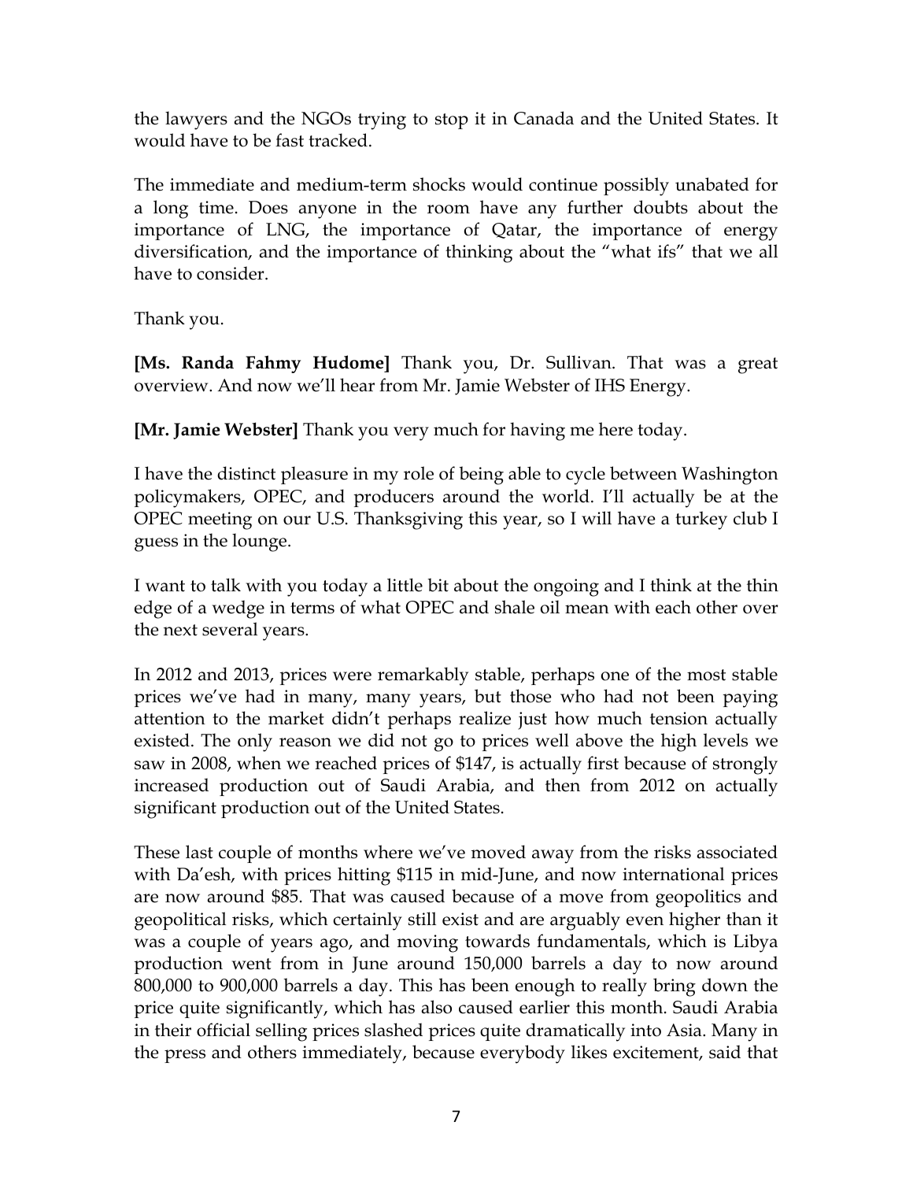the lawyers and the NGOs trying to stop it in Canada and the United States. It would have to be fast tracked.

The immediate and medium-term shocks would continue possibly unabated for a long time. Does anyone in the room have any further doubts about the importance of LNG, the importance of Qatar, the importance of energy diversification, and the importance of thinking about the "what ifs" that we all have to consider.

Thank you.

**[Ms. Randa Fahmy Hudome]** Thank you, Dr. Sullivan. That was a great overview. And now we'll hear from Mr. Jamie Webster of IHS Energy.

**[Mr. Jamie Webster]** Thank you very much for having me here today.

I have the distinct pleasure in my role of being able to cycle between Washington policymakers, OPEC, and producers around the world. I'll actually be at the OPEC meeting on our U.S. Thanksgiving this year, so I will have a turkey club I guess in the lounge.

I want to talk with you today a little bit about the ongoing and I think at the thin edge of a wedge in terms of what OPEC and shale oil mean with each other over the next several years.

In 2012 and 2013, prices were remarkably stable, perhaps one of the most stable prices we've had in many, many years, but those who had not been paying attention to the market didn't perhaps realize just how much tension actually existed. The only reason we did not go to prices well above the high levels we saw in 2008, when we reached prices of $147, is actually first because of strongly increased production out of Saudi Arabia, and then from 2012 on actually significant production out of the United States.

These last couple of months where we've moved away from the risks associated with Da'esh, with prices hitting $115 in mid-June, and now international prices are now around $85. That was caused because of a move from geopolitics and geopolitical risks, which certainly still exist and are arguably even higher than it was a couple of years ago, and moving towards fundamentals, which is Libya production went from in June around 150,000 barrels a day to now around 800,000 to 900,000 barrels a day. This has been enough to really bring down the price quite significantly, which has also caused earlier this month. Saudi Arabia in their official selling prices slashed prices quite dramatically into Asia. Many in the press and others immediately, because everybody likes excitement, said that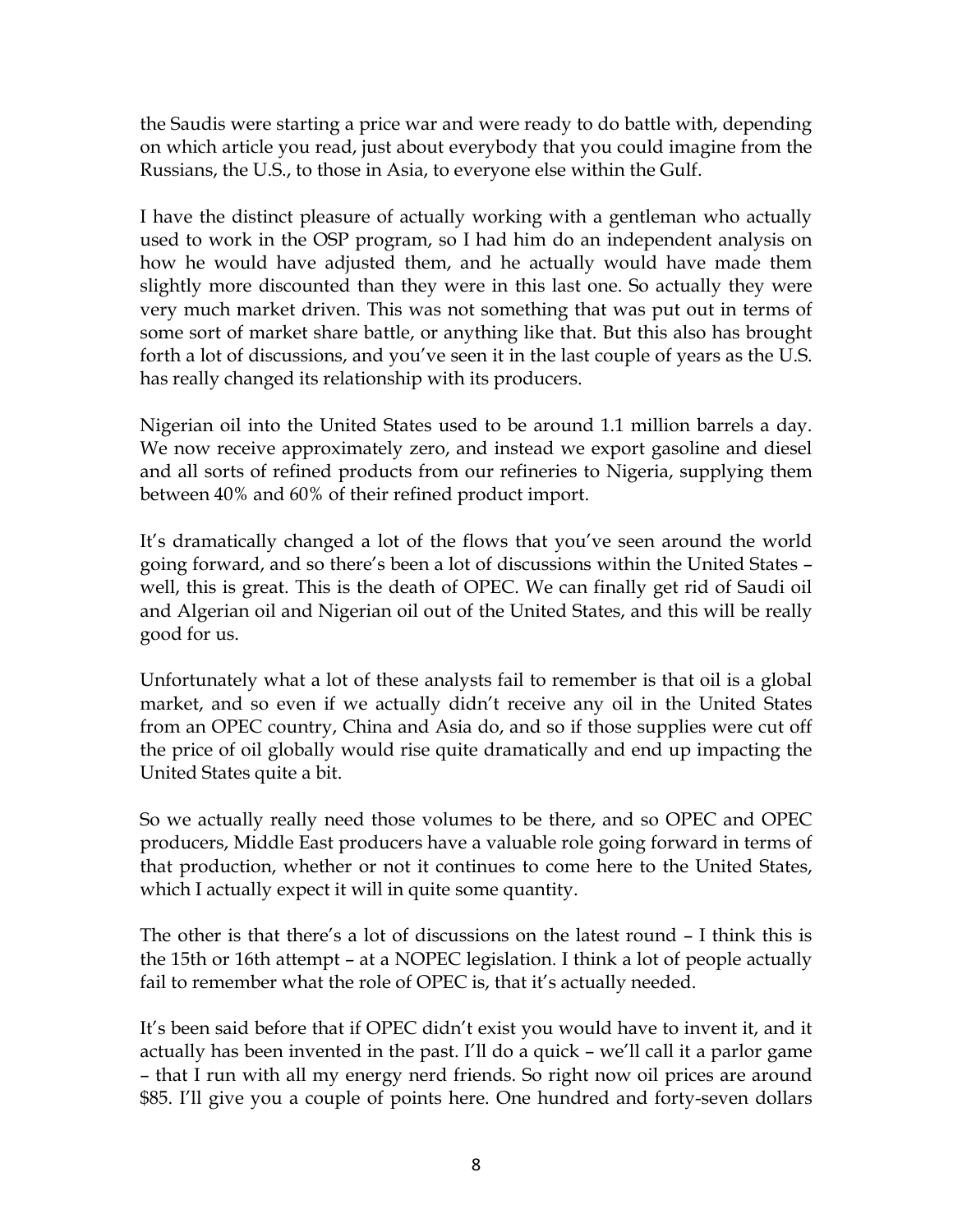the Saudis were starting a price war and were ready to do battle with, depending on which article you read, just about everybody that you could imagine from the Russians, the U.S., to those in Asia, to everyone else within the Gulf.

I have the distinct pleasure of actually working with a gentleman who actually used to work in the OSP program, so I had him do an independent analysis on how he would have adjusted them, and he actually would have made them slightly more discounted than they were in this last one. So actually they were very much market driven. This was not something that was put out in terms of some sort of market share battle, or anything like that. But this also has brought forth a lot of discussions, and you've seen it in the last couple of years as the U.S. has really changed its relationship with its producers.

Nigerian oil into the United States used to be around 1.1 million barrels a day. We now receive approximately zero, and instead we export gasoline and diesel and all sorts of refined products from our refineries to Nigeria, supplying them between 40% and 60% of their refined product import.

It's dramatically changed a lot of the flows that you've seen around the world going forward, and so there's been a lot of discussions within the United States – well, this is great. This is the death of OPEC. We can finally get rid of Saudi oil and Algerian oil and Nigerian oil out of the United States, and this will be really good for us.

Unfortunately what a lot of these analysts fail to remember is that oil is a global market, and so even if we actually didn't receive any oil in the United States from an OPEC country, China and Asia do, and so if those supplies were cut off the price of oil globally would rise quite dramatically and end up impacting the United States quite a bit.

So we actually really need those volumes to be there, and so OPEC and OPEC producers, Middle East producers have a valuable role going forward in terms of that production, whether or not it continues to come here to the United States, which I actually expect it will in quite some quantity.

The other is that there's a lot of discussions on the latest round – I think this is the 15th or 16th attempt – at a NOPEC legislation. I think a lot of people actually fail to remember what the role of OPEC is, that it's actually needed.

It's been said before that if OPEC didn't exist you would have to invent it, and it actually has been invented in the past. I'll do a quick – we'll call it a parlor game – that I run with all my energy nerd friends. So right now oil prices are around $85. I'll give you a couple of points here. One hundred and forty-seven dollars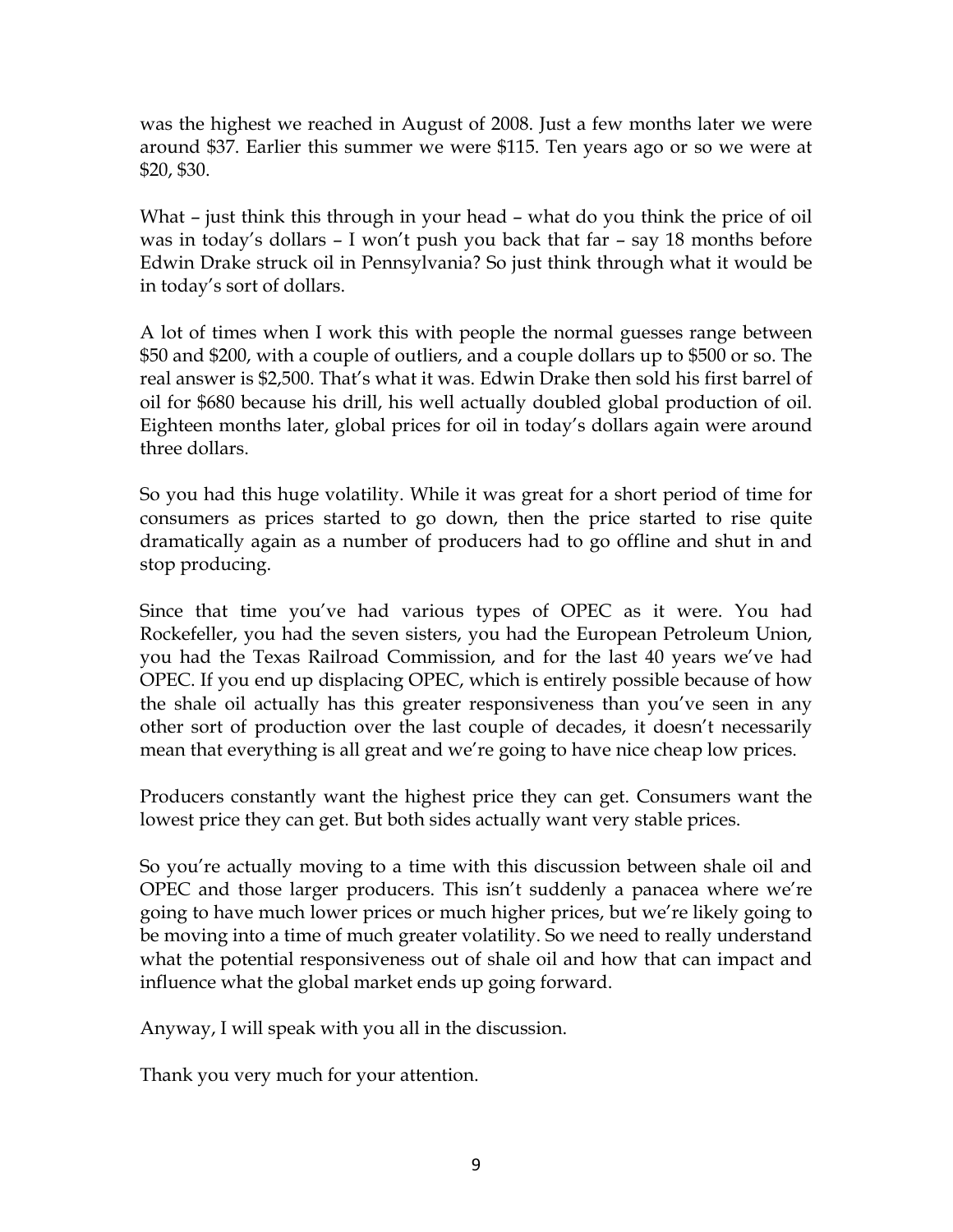was the highest we reached in August of 2008. Just a few months later we were around $37. Earlier this summer we were $115. Ten years ago or so we were at $20, $30.

What – just think this through in your head – what do you think the price of oil was in today's dollars – I won't push you back that far – say 18 months before Edwin Drake struck oil in Pennsylvania? So just think through what it would be in today's sort of dollars.

A lot of times when I work this with people the normal guesses range between $50 and $200, with a couple of outliers, and a couple dollars up to $500 or so. The real answer is $2,500. That's what it was. Edwin Drake then sold his first barrel of oil for $680 because his drill, his well actually doubled global production of oil. Eighteen months later, global prices for oil in today's dollars again were around three dollars.

So you had this huge volatility. While it was great for a short period of time for consumers as prices started to go down, then the price started to rise quite dramatically again as a number of producers had to go offline and shut in and stop producing.

Since that time you've had various types of OPEC as it were. You had Rockefeller, you had the seven sisters, you had the European Petroleum Union, you had the Texas Railroad Commission, and for the last 40 years we've had OPEC. If you end up displacing OPEC, which is entirely possible because of how the shale oil actually has this greater responsiveness than you've seen in any other sort of production over the last couple of decades, it doesn't necessarily mean that everything is all great and we're going to have nice cheap low prices.

Producers constantly want the highest price they can get. Consumers want the lowest price they can get. But both sides actually want very stable prices.

So you're actually moving to a time with this discussion between shale oil and OPEC and those larger producers. This isn't suddenly a panacea where we're going to have much lower prices or much higher prices, but we're likely going to be moving into a time of much greater volatility. So we need to really understand what the potential responsiveness out of shale oil and how that can impact and influence what the global market ends up going forward.

Anyway, I will speak with you all in the discussion.

Thank you very much for your attention.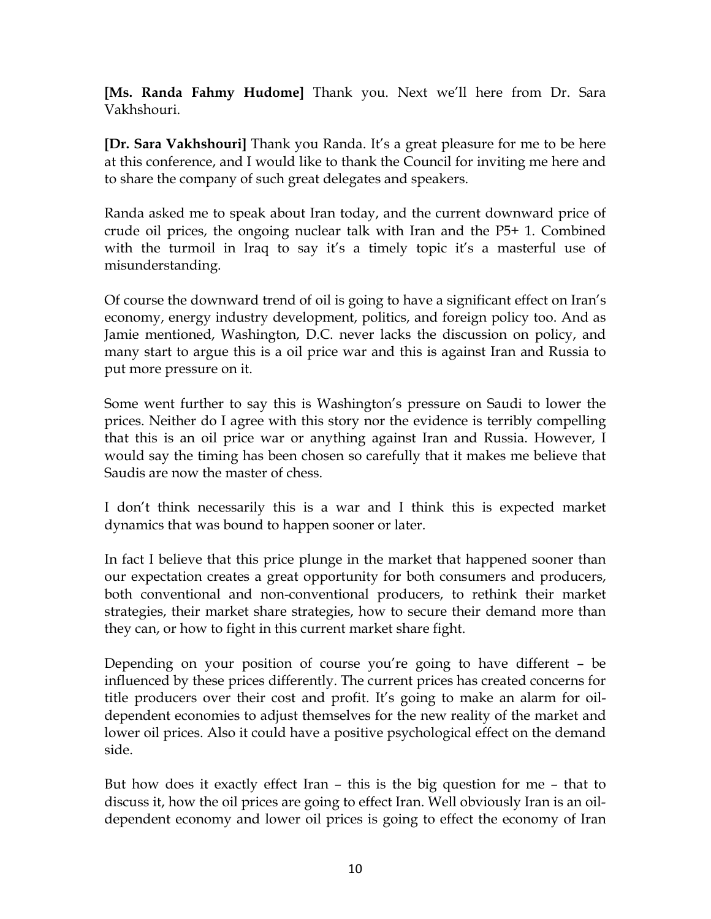**[Ms. Randa Fahmy Hudome]** Thank you. Next we'll here from Dr. Sara Vakhshouri.

**[Dr. Sara Vakhshouri]** Thank you Randa. It's a great pleasure for me to be here at this conference, and I would like to thank the Council for inviting me here and to share the company of such great delegates and speakers.

Randa asked me to speak about Iran today, and the current downward price of crude oil prices, the ongoing nuclear talk with Iran and the P5+ 1. Combined with the turmoil in Iraq to say it's a timely topic it's a masterful use of misunderstanding.

Of course the downward trend of oil is going to have a significant effect on Iran's economy, energy industry development, politics, and foreign policy too. And as Jamie mentioned, Washington, D.C. never lacks the discussion on policy, and many start to argue this is a oil price war and this is against Iran and Russia to put more pressure on it.

Some went further to say this is Washington's pressure on Saudi to lower the prices. Neither do I agree with this story nor the evidence is terribly compelling that this is an oil price war or anything against Iran and Russia. However, I would say the timing has been chosen so carefully that it makes me believe that Saudis are now the master of chess.

I don't think necessarily this is a war and I think this is expected market dynamics that was bound to happen sooner or later.

In fact I believe that this price plunge in the market that happened sooner than our expectation creates a great opportunity for both consumers and producers, both conventional and non-conventional producers, to rethink their market strategies, their market share strategies, how to secure their demand more than they can, or how to fight in this current market share fight.

Depending on your position of course you're going to have different – be influenced by these prices differently. The current prices has created concerns for title producers over their cost and profit. It's going to make an alarm for oil-dependent economies to adjust themselves for the new reality of the market and lower oil prices. Also it could have a positive psychological effect on the demand side.

But how does it exactly effect Iran – this is the big question for me – that to discuss it, how the oil prices are going to effect Iran. Well obviously Iran is an oil-dependent economy and lower oil prices is going to effect the economy of Iran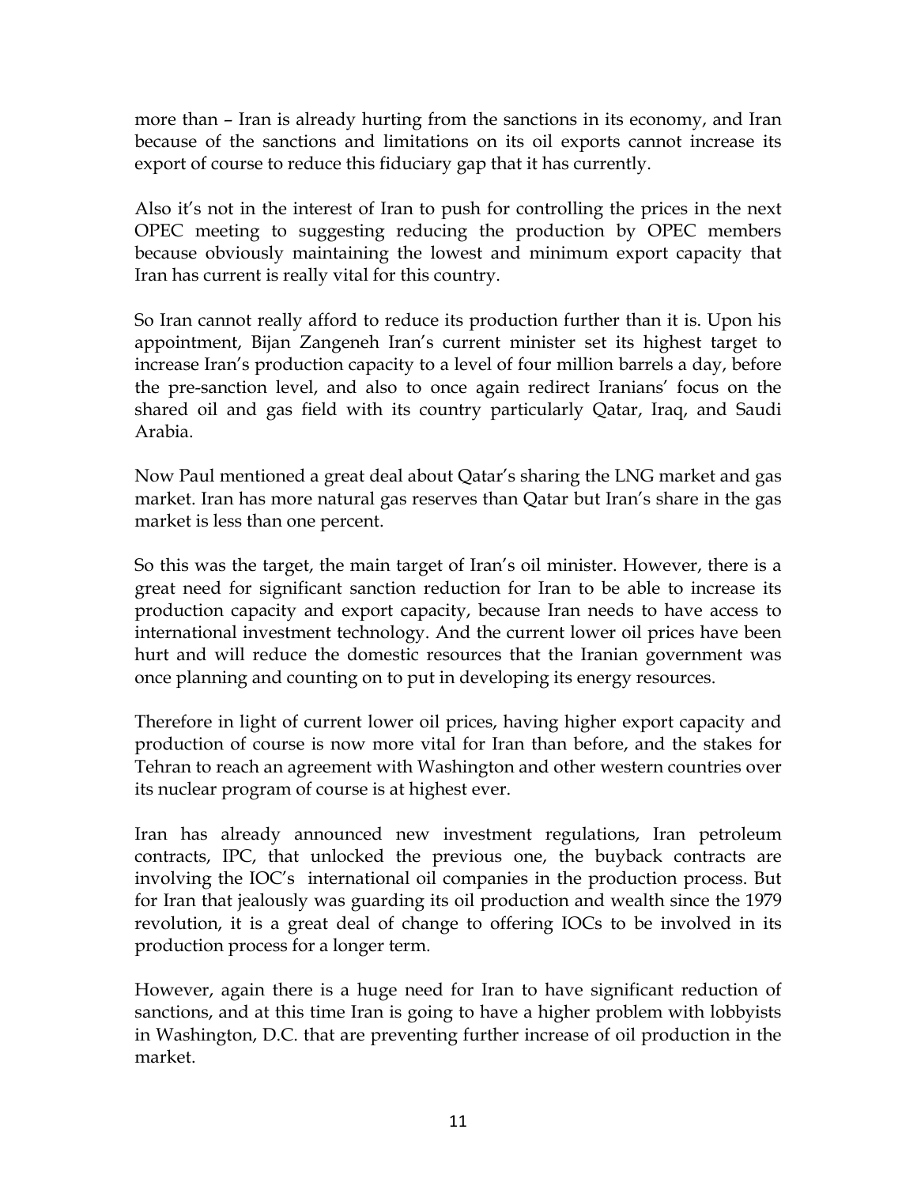more than – Iran is already hurting from the sanctions in its economy, and Iran because of the sanctions and limitations on its oil exports cannot increase its export of course to reduce this fiduciary gap that it has currently.

Also it's not in the interest of Iran to push for controlling the prices in the next OPEC meeting to suggesting reducing the production by OPEC members because obviously maintaining the lowest and minimum export capacity that Iran has current is really vital for this country.

So Iran cannot really afford to reduce its production further than it is. Upon his appointment, Bijan Zangeneh Iran's current minister set its highest target to increase Iran's production capacity to a level of four million barrels a day, before the pre-sanction level, and also to once again redirect Iranians' focus on the shared oil and gas field with its country particularly Qatar, Iraq, and Saudi Arabia.

Now Paul mentioned a great deal about Qatar's sharing the LNG market and gas market. Iran has more natural gas reserves than Qatar but Iran's share in the gas market is less than one percent.

So this was the target, the main target of Iran's oil minister. However, there is a great need for significant sanction reduction for Iran to be able to increase its production capacity and export capacity, because Iran needs to have access to international investment technology. And the current lower oil prices have been hurt and will reduce the domestic resources that the Iranian government was once planning and counting on to put in developing its energy resources.

Therefore in light of current lower oil prices, having higher export capacity and production of course is now more vital for Iran than before, and the stakes for Tehran to reach an agreement with Washington and other western countries over its nuclear program of course is at highest ever.

Iran has already announced new investment regulations, Iran petroleum contracts, IPC, that unlocked the previous one, the buyback contracts are involving the IOC's international oil companies in the production process. But for Iran that jealously was guarding its oil production and wealth since the 1979 revolution, it is a great deal of change to offering IOCs to be involved in its production process for a longer term.

However, again there is a huge need for Iran to have significant reduction of sanctions, and at this time Iran is going to have a higher problem with lobbyists in Washington, D.C. that are preventing further increase of oil production in the market.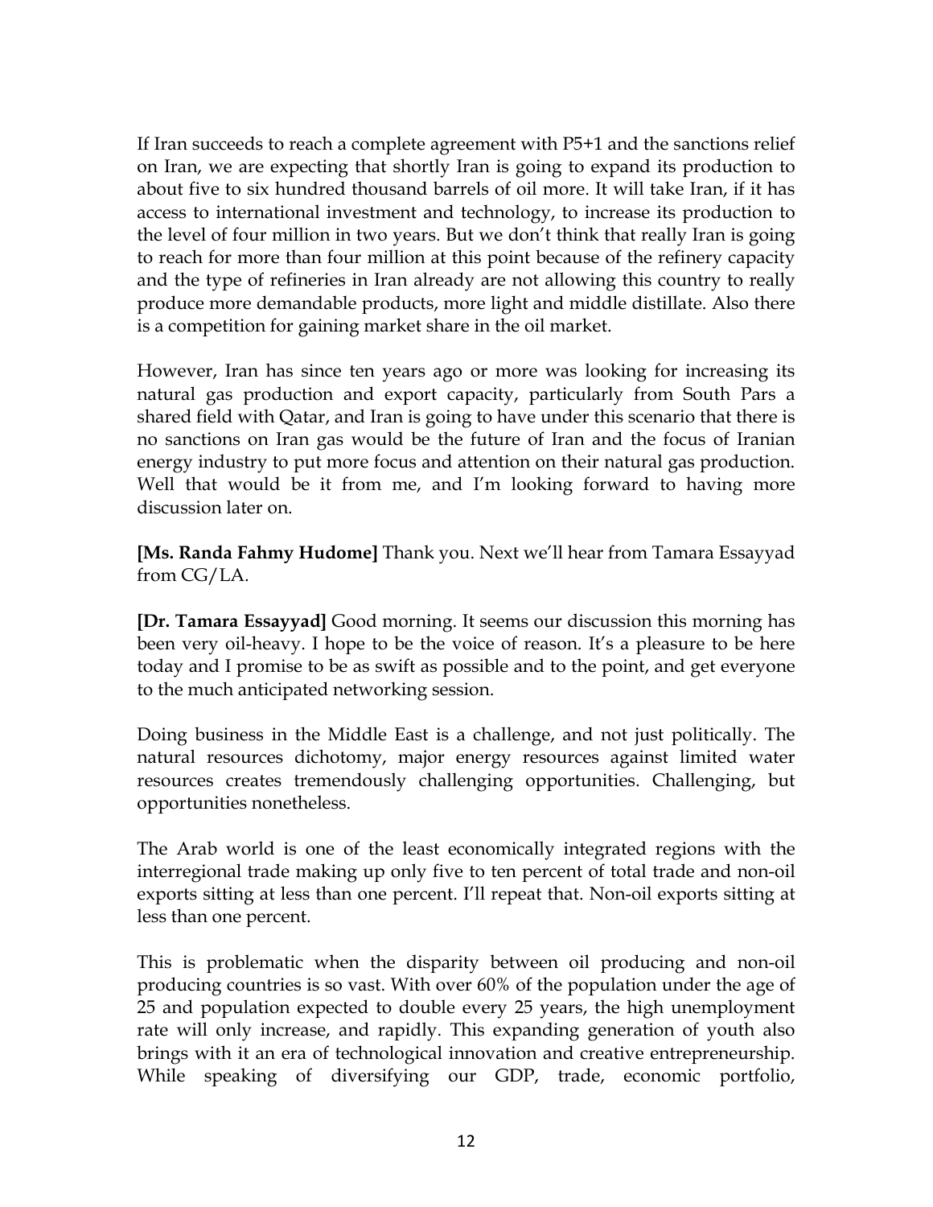If Iran succeeds to reach a complete agreement with P5+1 and the sanctions relief on Iran, we are expecting that shortly Iran is going to expand its production to about five to six hundred thousand barrels of oil more. It will take Iran, if it has access to international investment and technology, to increase its production to the level of four million in two years. But we don't think that really Iran is going to reach for more than four million at this point because of the refinery capacity and the type of refineries in Iran already are not allowing this country to really produce more demandable products, more light and middle distillate. Also there is a competition for gaining market share in the oil market.

However, Iran has since ten years ago or more was looking for increasing its natural gas production and export capacity, particularly from South Pars a shared field with Qatar, and Iran is going to have under this scenario that there is no sanctions on Iran gas would be the future of Iran and the focus of Iranian energy industry to put more focus and attention on their natural gas production. Well that would be it from me, and I'm looking forward to having more discussion later on.

**[Ms. Randa Fahmy Hudome]** Thank you. Next we'll hear from Tamara Essayyad from CG/LA.

**[Dr. Tamara Essayyad]** Good morning. It seems our discussion this morning has been very oil-heavy. I hope to be the voice of reason. It's a pleasure to be here today and I promise to be as swift as possible and to the point, and get everyone to the much anticipated networking session.

Doing business in the Middle East is a challenge, and not just politically. The natural resources dichotomy, major energy resources against limited water resources creates tremendously challenging opportunities. Challenging, but opportunities nonetheless.

The Arab world is one of the least economically integrated regions with the interregional trade making up only five to ten percent of total trade and non-oil exports sitting at less than one percent. I'll repeat that. Non-oil exports sitting at less than one percent.

This is problematic when the disparity between oil producing and non-oil producing countries is so vast. With over 60% of the population under the age of 25 and population expected to double every 25 years, the high unemployment rate will only increase, and rapidly. This expanding generation of youth also brings with it an era of technological innovation and creative entrepreneurship. While speaking of diversifying our GDP, trade, economic portfolio,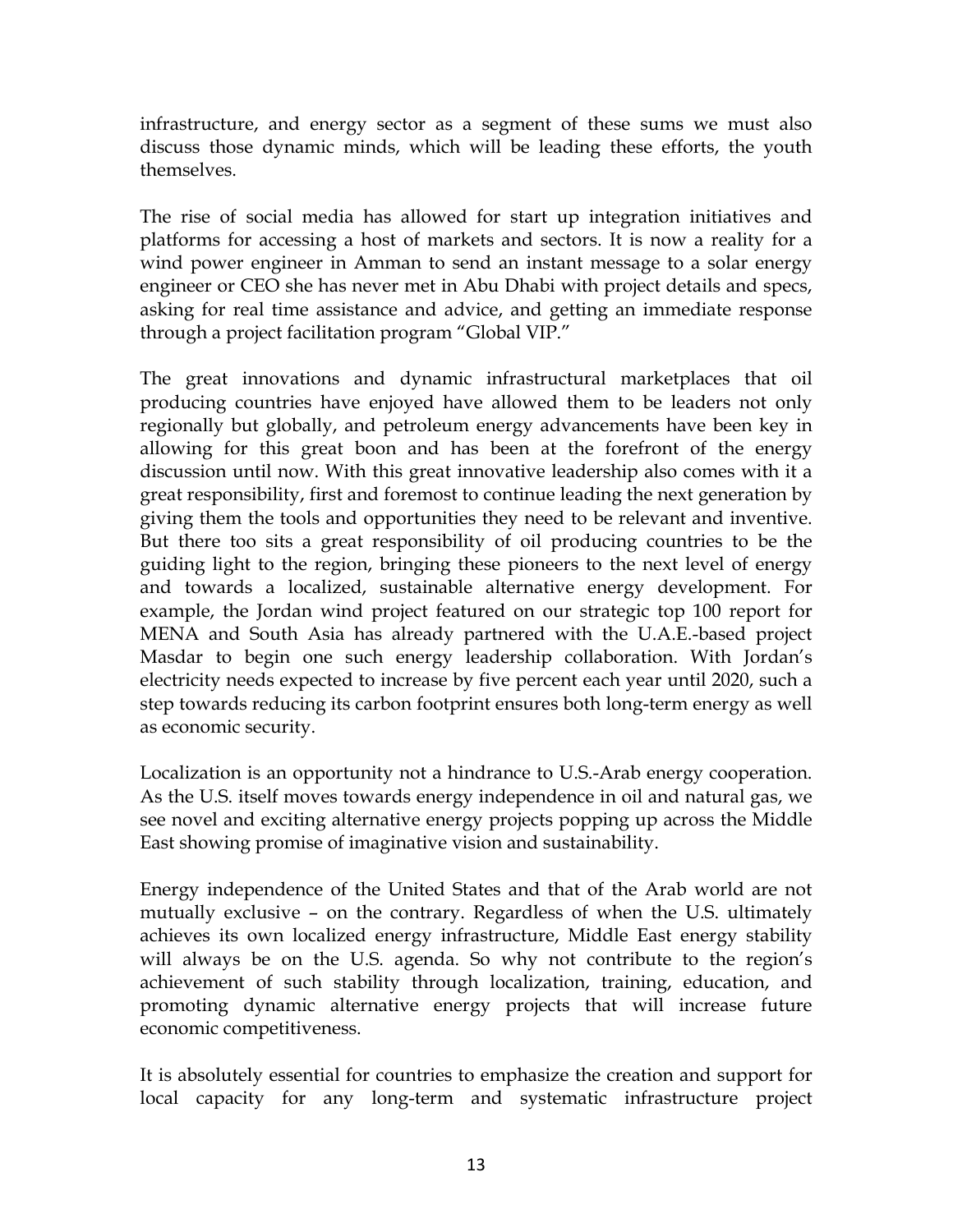infrastructure, and energy sector as a segment of these sums we must also discuss those dynamic minds, which will be leading these efforts, the youth themselves.

The rise of social media has allowed for start up integration initiatives and platforms for accessing a host of markets and sectors. It is now a reality for a wind power engineer in Amman to send an instant message to a solar energy engineer or CEO she has never met in Abu Dhabi with project details and specs, asking for real time assistance and advice, and getting an immediate response through a project facilitation program "Global VIP."

The great innovations and dynamic infrastructural marketplaces that oil producing countries have enjoyed have allowed them to be leaders not only regionally but globally, and petroleum energy advancements have been key in allowing for this great boon and has been at the forefront of the energy discussion until now. With this great innovative leadership also comes with it a great responsibility, first and foremost to continue leading the next generation by giving them the tools and opportunities they need to be relevant and inventive. But there too sits a great responsibility of oil producing countries to be the guiding light to the region, bringing these pioneers to the next level of energy and towards a localized, sustainable alternative energy development. For example, the Jordan wind project featured on our strategic top 100 report for MENA and South Asia has already partnered with the U.A.E.-based project Masdar to begin one such energy leadership collaboration. With Jordan's electricity needs expected to increase by five percent each year until 2020, such a step towards reducing its carbon footprint ensures both long-term energy as well as economic security.

Localization is an opportunity not a hindrance to U.S.-Arab energy cooperation. As the U.S. itself moves towards energy independence in oil and natural gas, we see novel and exciting alternative energy projects popping up across the Middle East showing promise of imaginative vision and sustainability.

Energy independence of the United States and that of the Arab world are not mutually exclusive – on the contrary. Regardless of when the U.S. ultimately achieves its own localized energy infrastructure, Middle East energy stability will always be on the U.S. agenda. So why not contribute to the region's achievement of such stability through localization, training, education, and promoting dynamic alternative energy projects that will increase future economic competitiveness.

It is absolutely essential for countries to emphasize the creation and support for local capacity for any long-term and systematic infrastructure project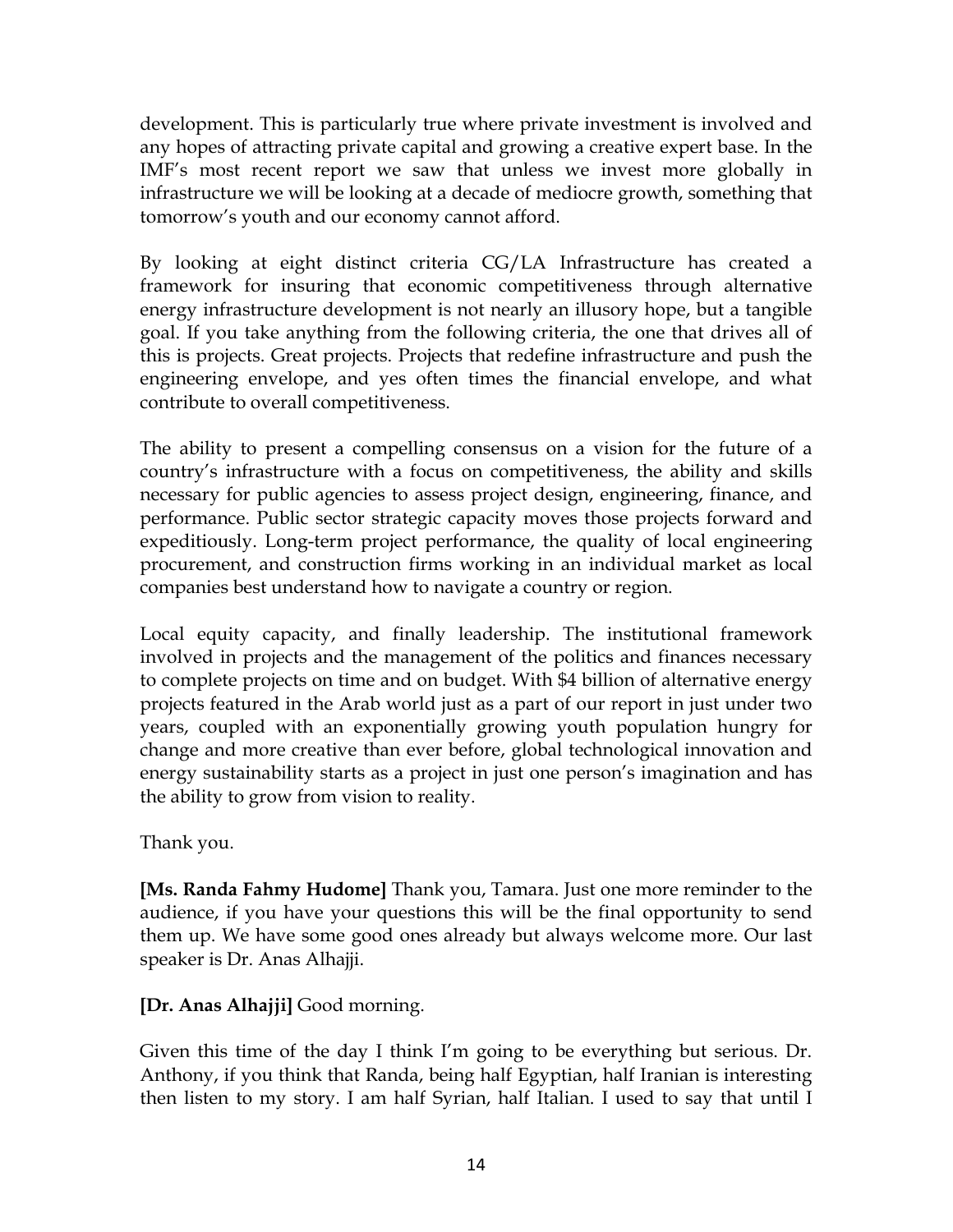development. This is particularly true where private investment is involved and any hopes of attracting private capital and growing a creative expert base. In the IMF's most recent report we saw that unless we invest more globally in infrastructure we will be looking at a decade of mediocre growth, something that tomorrow's youth and our economy cannot afford.

By looking at eight distinct criteria CG/LA Infrastructure has created a framework for insuring that economic competitiveness through alternative energy infrastructure development is not nearly an illusory hope, but a tangible goal. If you take anything from the following criteria, the one that drives all of this is projects. Great projects. Projects that redefine infrastructure and push the engineering envelope, and yes often times the financial envelope, and what contribute to overall competitiveness.

The ability to present a compelling consensus on a vision for the future of a country's infrastructure with a focus on competitiveness, the ability and skills necessary for public agencies to assess project design, engineering, finance, and performance. Public sector strategic capacity moves those projects forward and expeditiously. Long-term project performance, the quality of local engineering procurement, and construction firms working in an individual market as local companies best understand how to navigate a country or region.

Local equity capacity, and finally leadership. The institutional framework involved in projects and the management of the politics and finances necessary to complete projects on time and on budget. With $4 billion of alternative energy projects featured in the Arab world just as a part of our report in just under two years, coupled with an exponentially growing youth population hungry for change and more creative than ever before, global technological innovation and energy sustainability starts as a project in just one person's imagination and has the ability to grow from vision to reality.

Thank you.

**[Ms. Randa Fahmy Hudome]** Thank you, Tamara. Just one more reminder to the audience, if you have your questions this will be the final opportunity to send them up. We have some good ones already but always welcome more. Our last speaker is Dr. Anas Alhajji.

**[Dr. Anas Alhajji]** Good morning.

Given this time of the day I think I'm going to be everything but serious. Dr. Anthony, if you think that Randa, being half Egyptian, half Iranian is interesting then listen to my story. I am half Syrian, half Italian. I used to say that until I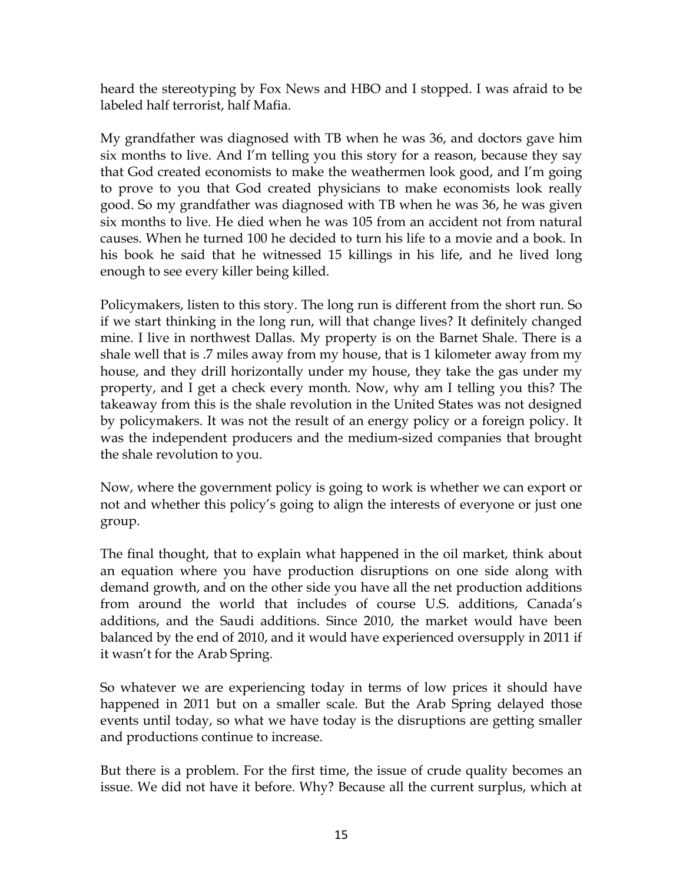heard the stereotyping by Fox News and HBO and I stopped. I was afraid to be labeled half terrorist, half Mafia.

My grandfather was diagnosed with TB when he was 36, and doctors gave him six months to live. And I'm telling you this story for a reason, because they say that God created economists to make the weathermen look good, and I'm going to prove to you that God created physicians to make economists look really good. So my grandfather was diagnosed with TB when he was 36, he was given six months to live. He died when he was 105 from an accident not from natural causes. When he turned 100 he decided to turn his life to a movie and a book. In his book he said that he witnessed 15 killings in his life, and he lived long enough to see every killer being killed.

Policymakers, listen to this story. The long run is different from the short run. So if we start thinking in the long run, will that change lives? It definitely changed mine. I live in northwest Dallas. My property is on the Barnet Shale. There is a shale well that is .7 miles away from my house, that is 1 kilometer away from my house, and they drill horizontally under my house, they take the gas under my property, and I get a check every month. Now, why am I telling you this? The takeaway from this is the shale revolution in the United States was not designed by policymakers. It was not the result of an energy policy or a foreign policy. It was the independent producers and the medium-sized companies that brought the shale revolution to you.

Now, where the government policy is going to work is whether we can export or not and whether this policy's going to align the interests of everyone or just one group.

The final thought, that to explain what happened in the oil market, think about an equation where you have production disruptions on one side along with demand growth, and on the other side you have all the net production additions from around the world that includes of course U.S. additions, Canada's additions, and the Saudi additions. Since 2010, the market would have been balanced by the end of 2010, and it would have experienced oversupply in 2011 if it wasn't for the Arab Spring.

So whatever we are experiencing today in terms of low prices it should have happened in 2011 but on a smaller scale. But the Arab Spring delayed those events until today, so what we have today is the disruptions are getting smaller and productions continue to increase.

But there is a problem. For the first time, the issue of crude quality becomes an issue. We did not have it before. Why? Because all the current surplus, which at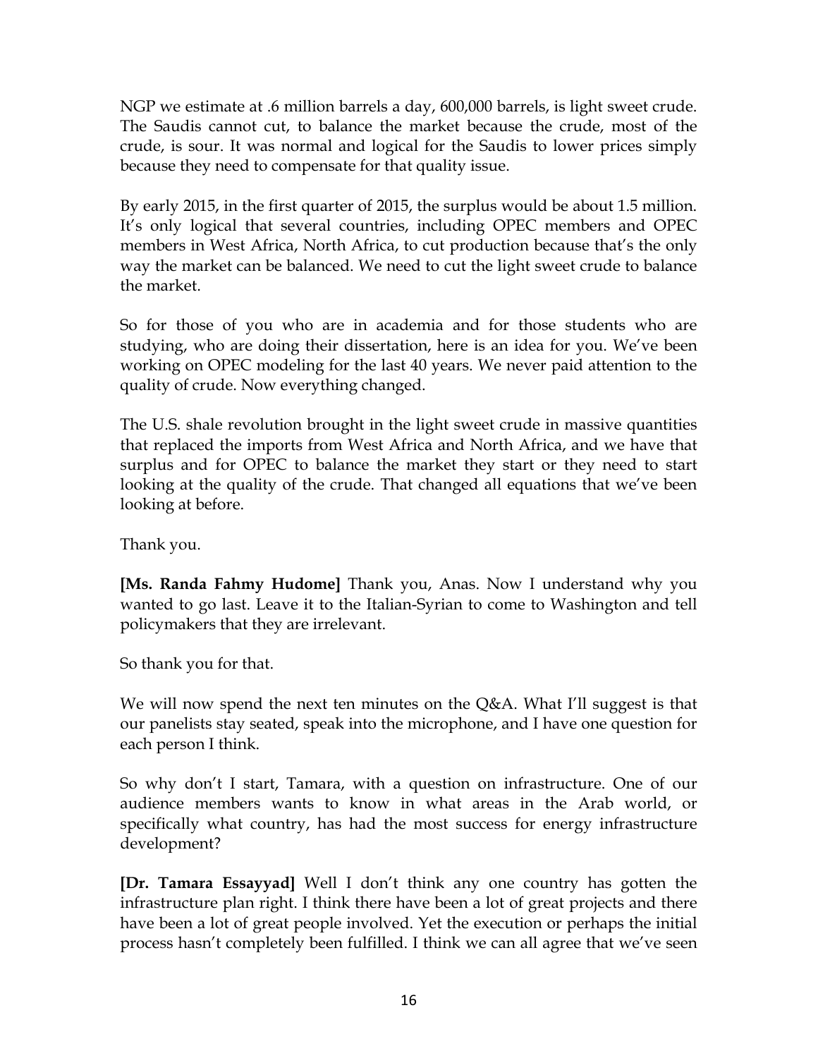NGP we estimate at .6 million barrels a day, 600,000 barrels, is light sweet crude. The Saudis cannot cut, to balance the market because the crude, most of the crude, is sour. It was normal and logical for the Saudis to lower prices simply because they need to compensate for that quality issue.

By early 2015, in the first quarter of 2015, the surplus would be about 1.5 million. It's only logical that several countries, including OPEC members and OPEC members in West Africa, North Africa, to cut production because that's the only way the market can be balanced. We need to cut the light sweet crude to balance the market.

So for those of you who are in academia and for those students who are studying, who are doing their dissertation, here is an idea for you. We've been working on OPEC modeling for the last 40 years. We never paid attention to the quality of crude. Now everything changed.

The U.S. shale revolution brought in the light sweet crude in massive quantities that replaced the imports from West Africa and North Africa, and we have that surplus and for OPEC to balance the market they start or they need to start looking at the quality of the crude. That changed all equations that we've been looking at before.

Thank you.

**[Ms. Randa Fahmy Hudome]** Thank you, Anas. Now I understand why you wanted to go last. Leave it to the Italian-Syrian to come to Washington and tell policymakers that they are irrelevant.

So thank you for that.

We will now spend the next ten minutes on the Q&A. What I'll suggest is that our panelists stay seated, speak into the microphone, and I have one question for each person I think.

So why don't I start, Tamara, with a question on infrastructure. One of our audience members wants to know in what areas in the Arab world, or specifically what country, has had the most success for energy infrastructure development?

**[Dr. Tamara Essayyad]** Well I don't think any one country has gotten the infrastructure plan right. I think there have been a lot of great projects and there have been a lot of great people involved. Yet the execution or perhaps the initial process hasn't completely been fulfilled. I think we can all agree that we've seen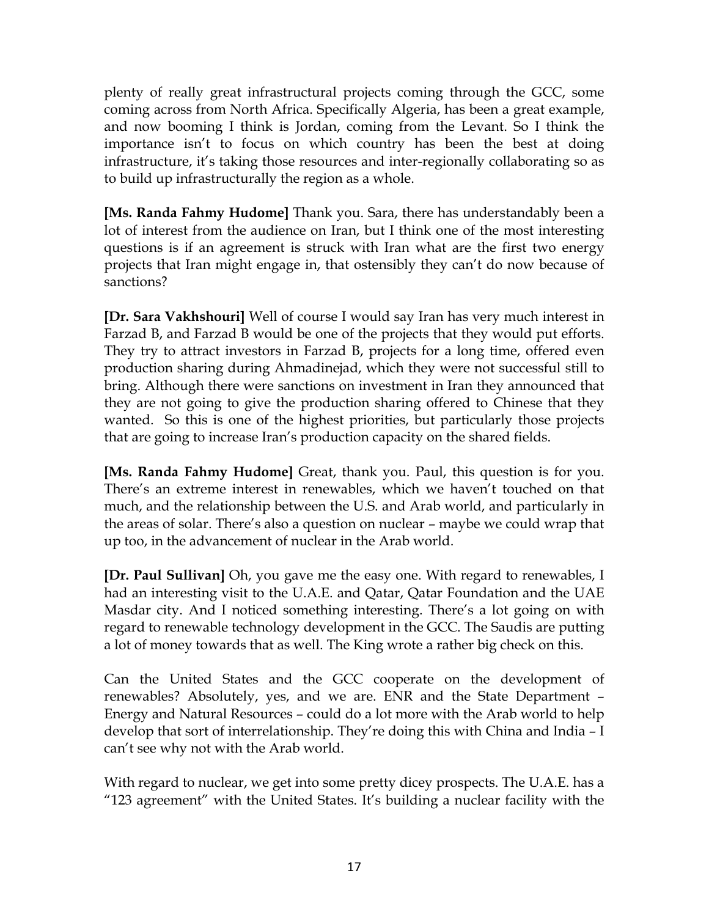plenty of really great infrastructural projects coming through the GCC, some coming across from North Africa. Specifically Algeria, has been a great example, and now booming I think is Jordan, coming from the Levant. So I think the importance isn't to focus on which country has been the best at doing infrastructure, it's taking those resources and inter-regionally collaborating so as to build up infrastructurally the region as a whole.

**[Ms. Randa Fahmy Hudome]** Thank you. Sara, there has understandably been a lot of interest from the audience on Iran, but I think one of the most interesting questions is if an agreement is struck with Iran what are the first two energy projects that Iran might engage in, that ostensibly they can't do now because of sanctions?

**[Dr. Sara Vakhshouri]** Well of course I would say Iran has very much interest in Farzad B, and Farzad B would be one of the projects that they would put efforts. They try to attract investors in Farzad B, projects for a long time, offered even production sharing during Ahmadinejad, which they were not successful still to bring. Although there were sanctions on investment in Iran they announced that they are not going to give the production sharing offered to Chinese that they wanted. So this is one of the highest priorities, but particularly those projects that are going to increase Iran's production capacity on the shared fields.

**[Ms. Randa Fahmy Hudome]** Great, thank you. Paul, this question is for you. There's an extreme interest in renewables, which we haven't touched on that much, and the relationship between the U.S. and Arab world, and particularly in the areas of solar. There's also a question on nuclear – maybe we could wrap that up too, in the advancement of nuclear in the Arab world.

**[Dr. Paul Sullivan]** Oh, you gave me the easy one. With regard to renewables, I had an interesting visit to the U.A.E. and Qatar, Qatar Foundation and the UAE Masdar city. And I noticed something interesting. There's a lot going on with regard to renewable technology development in the GCC. The Saudis are putting a lot of money towards that as well. The King wrote a rather big check on this.

Can the United States and the GCC cooperate on the development of renewables? Absolutely, yes, and we are. ENR and the State Department – Energy and Natural Resources – could do a lot more with the Arab world to help develop that sort of interrelationship. They're doing this with China and India – I can't see why not with the Arab world.

With regard to nuclear, we get into some pretty dicey prospects. The U.A.E. has a "123 agreement" with the United States. It's building a nuclear facility with the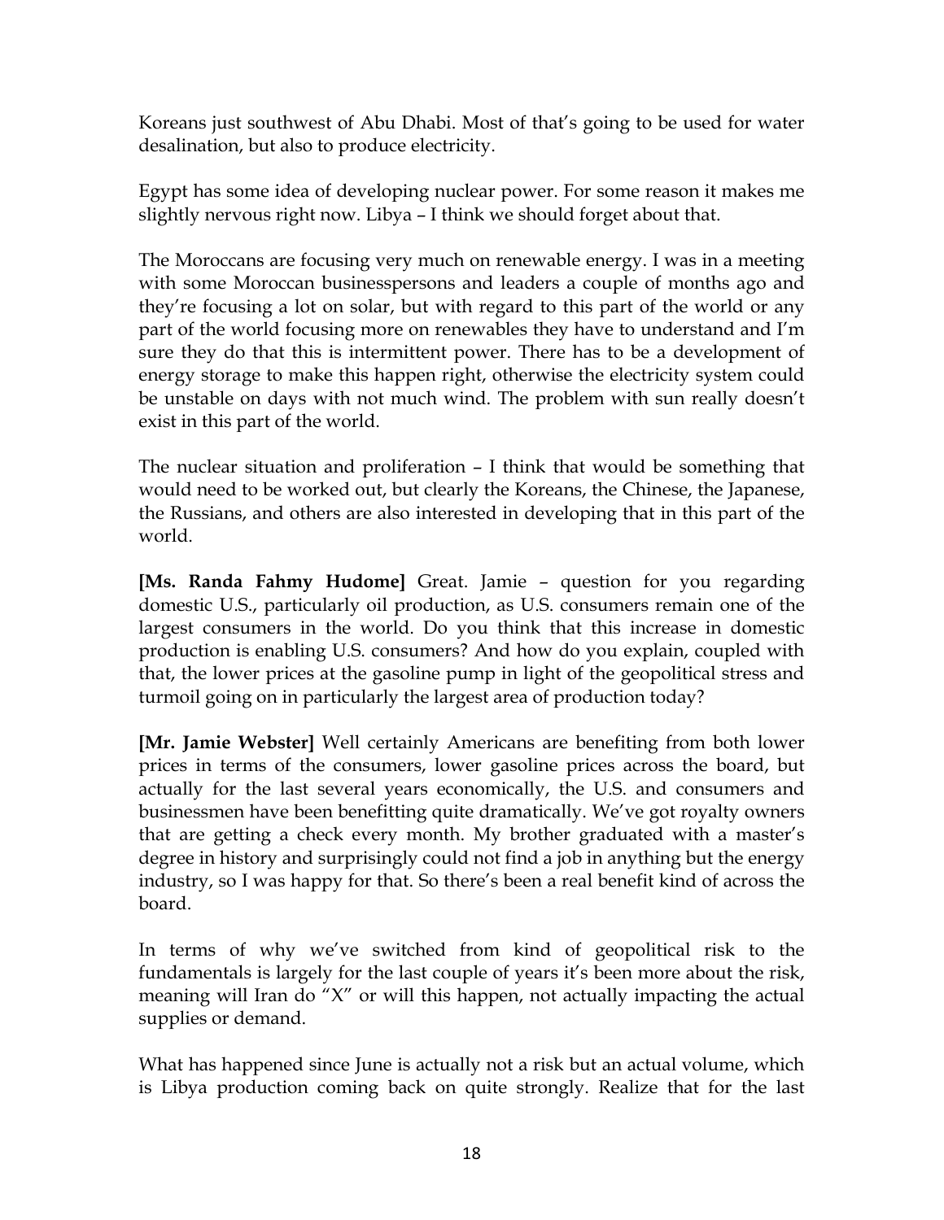Koreans just southwest of Abu Dhabi. Most of that's going to be used for water desalination, but also to produce electricity.

Egypt has some idea of developing nuclear power. For some reason it makes me slightly nervous right now. Libya – I think we should forget about that.

The Moroccans are focusing very much on renewable energy. I was in a meeting with some Moroccan businesspersons and leaders a couple of months ago and they're focusing a lot on solar, but with regard to this part of the world or any part of the world focusing more on renewables they have to understand and I'm sure they do that this is intermittent power. There has to be a development of energy storage to make this happen right, otherwise the electricity system could be unstable on days with not much wind. The problem with sun really doesn't exist in this part of the world.

The nuclear situation and proliferation – I think that would be something that would need to be worked out, but clearly the Koreans, the Chinese, the Japanese, the Russians, and others are also interested in developing that in this part of the world.

**[Ms. Randa Fahmy Hudome]** Great. Jamie – question for you regarding domestic U.S., particularly oil production, as U.S. consumers remain one of the largest consumers in the world. Do you think that this increase in domestic production is enabling U.S. consumers? And how do you explain, coupled with that, the lower prices at the gasoline pump in light of the geopolitical stress and turmoil going on in particularly the largest area of production today?

**[Mr. Jamie Webster]** Well certainly Americans are benefiting from both lower prices in terms of the consumers, lower gasoline prices across the board, but actually for the last several years economically, the U.S. and consumers and businessmen have been benefitting quite dramatically. We've got royalty owners that are getting a check every month. My brother graduated with a master's degree in history and surprisingly could not find a job in anything but the energy industry, so I was happy for that. So there's been a real benefit kind of across the board.

In terms of why we've switched from kind of geopolitical risk to the fundamentals is largely for the last couple of years it's been more about the risk, meaning will Iran do "X" or will this happen, not actually impacting the actual supplies or demand.

What has happened since June is actually not a risk but an actual volume, which is Libya production coming back on quite strongly. Realize that for the last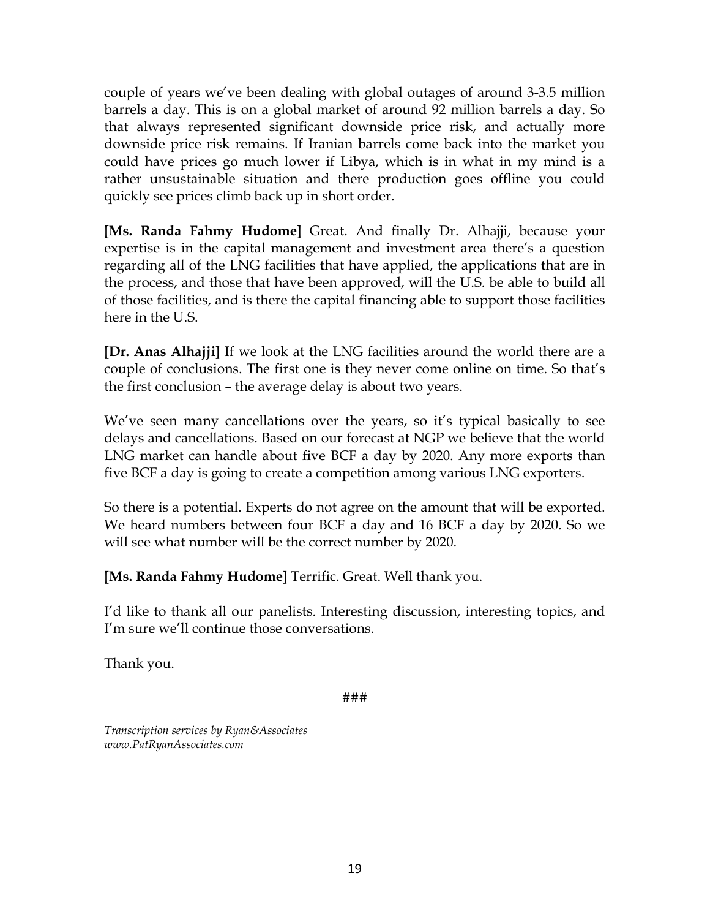couple of years we've been dealing with global outages of around 3-3.5 million barrels a day. This is on a global market of around 92 million barrels a day. So that always represented significant downside price risk, and actually more downside price risk remains. If Iranian barrels come back into the market you could have prices go much lower if Libya, which is in what in my mind is a rather unsustainable situation and there production goes offline you could quickly see prices climb back up in short order.

**[Ms. Randa Fahmy Hudome]** Great. And finally Dr. Alhajji, because your expertise is in the capital management and investment area there's a question regarding all of the LNG facilities that have applied, the applications that are in the process, and those that have been approved, will the U.S. be able to build all of those facilities, and is there the capital financing able to support those facilities here in the U.S.

**[Dr. Anas Alhajji]** If we look at the LNG facilities around the world there are a couple of conclusions. The first one is they never come online on time. So that's the first conclusion – the average delay is about two years.

We've seen many cancellations over the years, so it's typical basically to see delays and cancellations. Based on our forecast at NGP we believe that the world LNG market can handle about five BCF a day by 2020. Any more exports than five BCF a day is going to create a competition among various LNG exporters.

So there is a potential. Experts do not agree on the amount that will be exported. We heard numbers between four BCF a day and 16 BCF a day by 2020. So we will see what number will be the correct number by 2020.

**[Ms. Randa Fahmy Hudome]** Terrific. Great. Well thank you.

I'd like to thank all our panelists. Interesting discussion, interesting topics, and I'm sure we'll continue those conversations.

Thank you.

###

*Transcription services by Ryan&Associates*
*www.PatRyanAssociates.com*